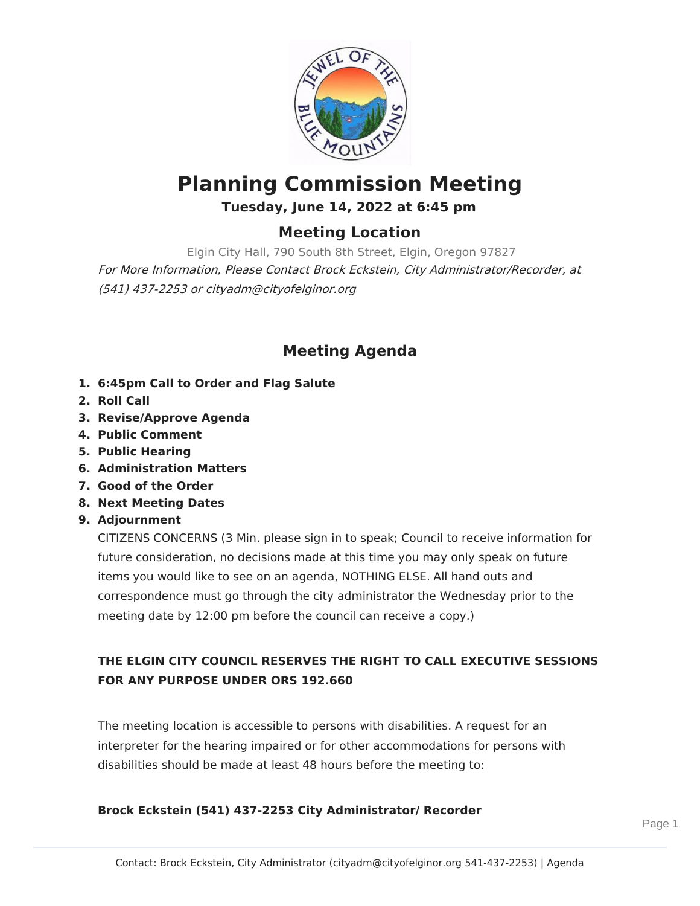# Planning Commission Meeting

**Tuesday, June 14, 2022 at 6:45 pm**

## Meeting Location

Elgin City Hall, 790 South 8th Street, Elgin, Oregon 97827

*For More Information, Please Contact Brock Eckstein, City Administrator/Recorder, at (541) 437-2253 or cityadm@cityofelginor.org*

## Meeting Agenda

1. **6:45pm Call to Order and Flag Salute**
2. **Roll Call**
3. **Revise/Approve Agenda**
4. **Public Comment**
5. **Public Hearing**
6. **Administration Matters**
7. **Good of the Order**
8. **Next Meeting Dates**
9. **Adjournment**

   CITIZENS CONCERNS (3 Min. please sign in to speak; Council to receive information for future consideration, no decisions made at this time you may only speak on future items you would like to see on an agenda, NOTHING ELSE. All hand outs and correspondence must go through the city administrator the Wednesday prior to the meeting date by 12:00 pm before the council can receive a copy.)

**THE ELGIN CITY COUNCIL RESERVES THE RIGHT TO CALL EXECUTIVE SESSIONS FOR ANY PURPOSE UNDER ORS 192.660**

The meeting location is accessible to persons with disabilities. A request for an interpreter for the hearing impaired or for other accommodations for persons with disabilities should be made at least 48 hours before the meeting to:

**Brock Eckstein (541) 437-2253 City Administrator/ Recorder**